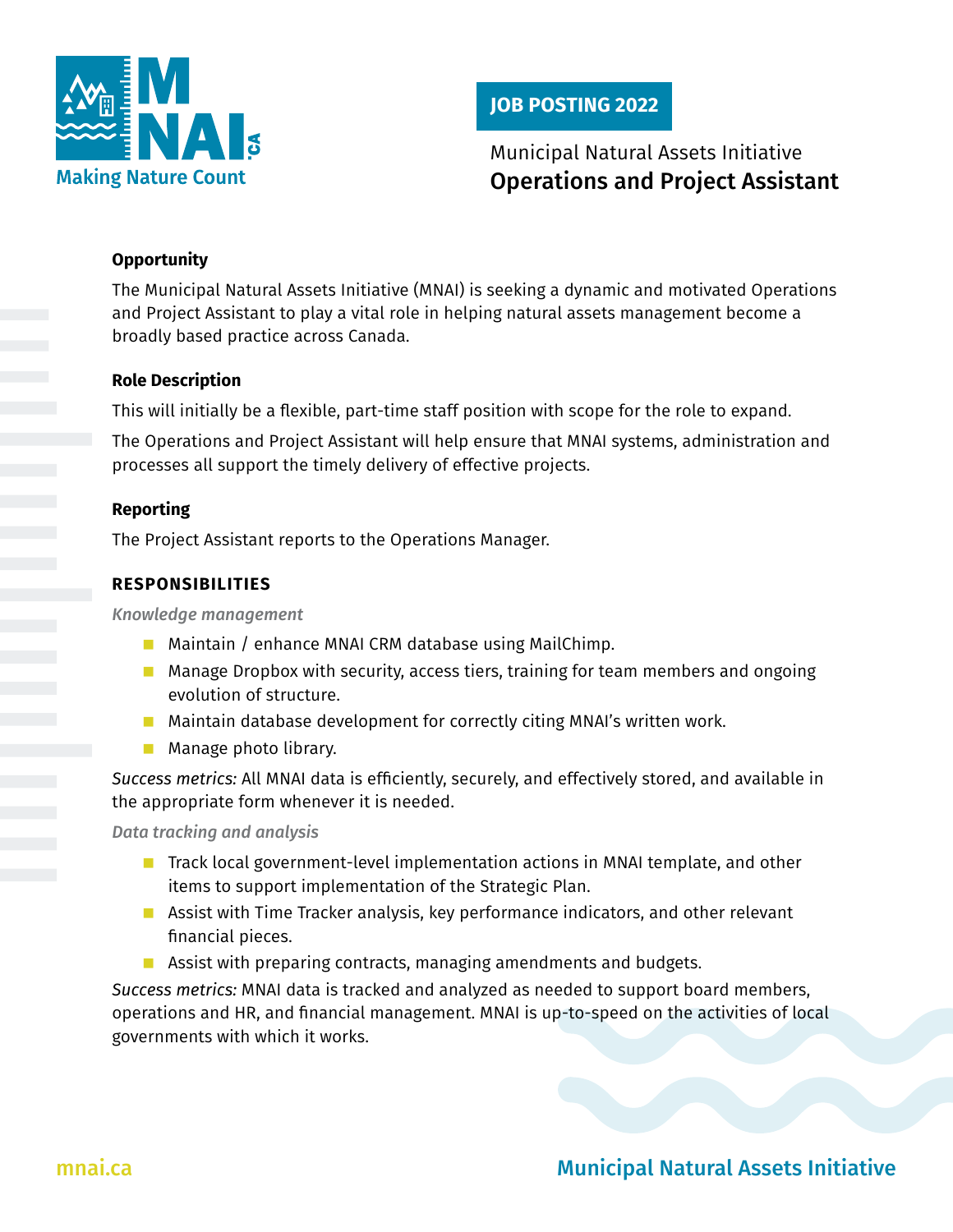MNAI.ca — Making Nature Count

**JOB POSTING 2022**

Municipal Natural Assets Initiative

# Operations and Project Assistant

### Opportunity

The Municipal Natural Assets Initiative (MNAI) is seeking a dynamic and motivated Operations and Project Assistant to play a vital role in helping natural assets management become a broadly based practice across Canada.

### Role Description

This will initially be a flexible, part-time staff position with scope for the role to expand.

The Operations and Project Assistant will help ensure that MNAI systems, administration and processes all support the timely delivery of effective projects.

### Reporting

The Project Assistant reports to the Operations Manager.

## RESPONSIBILITIES

*Knowledge management*

- Maintain / enhance MNAI CRM database using MailChimp.
- Manage Dropbox with security, access tiers, training for team members and ongoing evolution of structure.
- Maintain database development for correctly citing MNAI's written work.
- Manage photo library.

*Success metrics:* All MNAI data is efficiently, securely, and effectively stored, and available in the appropriate form whenever it is needed.

*Data tracking and analysis*

- Track local government-level implementation actions in MNAI template, and other items to support implementation of the Strategic Plan.
- Assist with Time Tracker analysis, key performance indicators, and other relevant financial pieces.
- Assist with preparing contracts, managing amendments and budgets.

*Success metrics:* MNAI data is tracked and analyzed as needed to support board members, operations and HR, and financial management. MNAI is up-to-speed on the activities of local governments with which it works.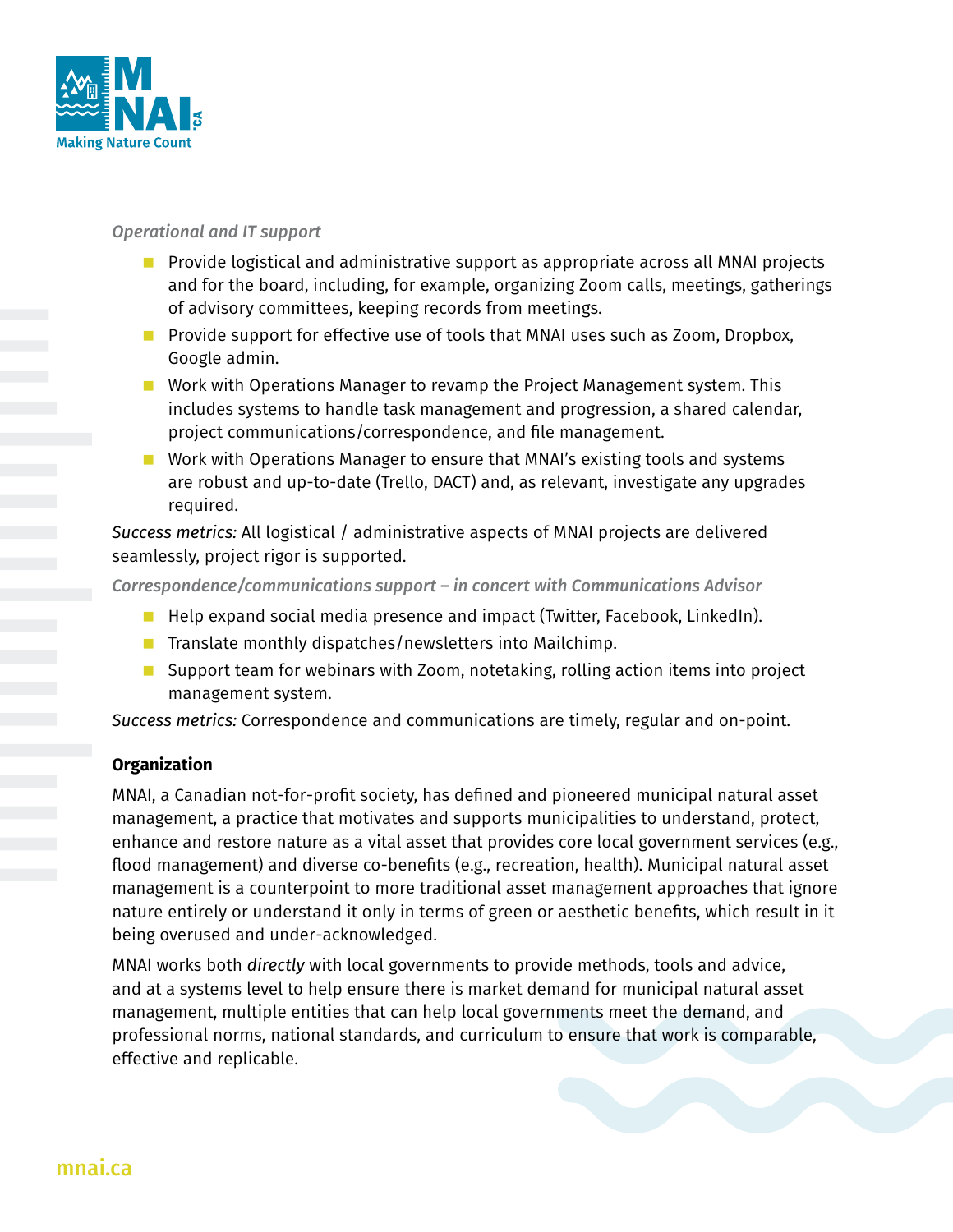*Operational and IT support*

- Provide logistical and administrative support as appropriate across all MNAI projects and for the board, including, for example, organizing Zoom calls, meetings, gatherings of advisory committees, keeping records from meetings.
- Provide support for effective use of tools that MNAI uses such as Zoom, Dropbox, Google admin.
- Work with Operations Manager to revamp the Project Management system. This includes systems to handle task management and progression, a shared calendar, project communications/correspondence, and file management.
- Work with Operations Manager to ensure that MNAI's existing tools and systems are robust and up-to-date (Trello, DACT) and, as relevant, investigate any upgrades required.

*Success metrics:* All logistical / administrative aspects of MNAI projects are delivered seamlessly, project rigor is supported.

*Correspondence/communications support – in concert with Communications Advisor*

- Help expand social media presence and impact (Twitter, Facebook, LinkedIn).
- Translate monthly dispatches/newsletters into Mailchimp.
- Support team for webinars with Zoom, notetaking, rolling action items into project management system.

*Success metrics:* Correspondence and communications are timely, regular and on-point.

**Organization**

MNAI, a Canadian not-for-profit society, has defined and pioneered municipal natural asset management, a practice that motivates and supports municipalities to understand, protect, enhance and restore nature as a vital asset that provides core local government services (e.g., flood management) and diverse co-benefits (e.g., recreation, health). Municipal natural asset management is a counterpoint to more traditional asset management approaches that ignore nature entirely or understand it only in terms of green or aesthetic benefits, which result in it being overused and under-acknowledged.

MNAI works both *directly* with local governments to provide methods, tools and advice, and at a systems level to help ensure there is market demand for municipal natural asset management, multiple entities that can help local governments meet the demand, and professional norms, national standards, and curriculum to ensure that work is comparable, effective and replicable.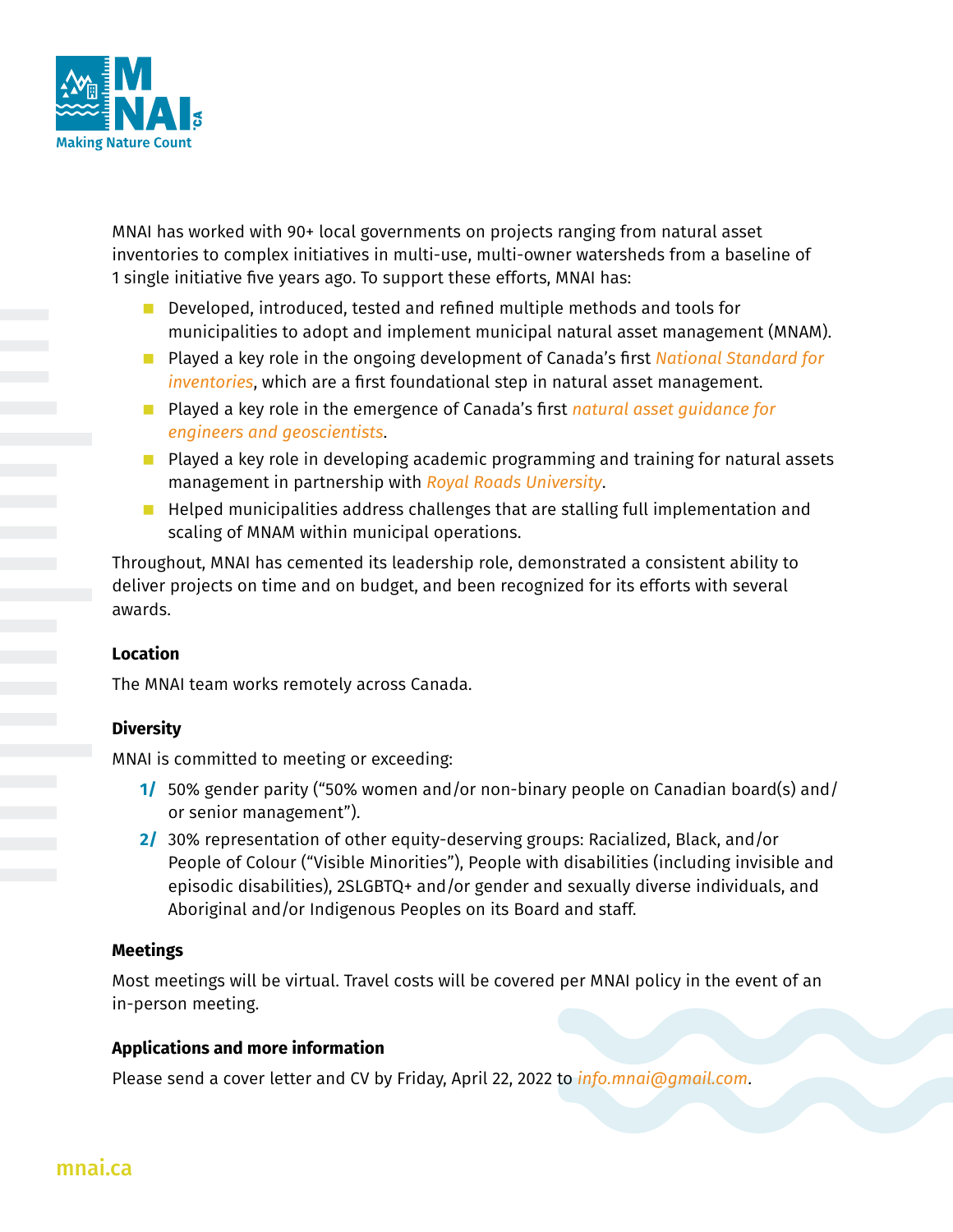MNAI has worked with 90+ local governments on projects ranging from natural asset inventories to complex initiatives in multi-use, multi-owner watersheds from a baseline of 1 single initiative five years ago. To support these efforts, MNAI has:

- Developed, introduced, tested and refined multiple methods and tools for municipalities to adopt and implement municipal natural asset management (MNAM).
- Played a key role in the ongoing development of Canada's first *National Standard for inventories*, which are a first foundational step in natural asset management.
- Played a key role in the emergence of Canada's first *natural asset guidance for engineers and geoscientists*.
- Played a key role in developing academic programming and training for natural assets management in partnership with *Royal Roads University*.
- Helped municipalities address challenges that are stalling full implementation and scaling of MNAM within municipal operations.

Throughout, MNAI has cemented its leadership role, demonstrated a consistent ability to deliver projects on time and on budget, and been recognized for its efforts with several awards.

**Location**

The MNAI team works remotely across Canada.

**Diversity**

MNAI is committed to meeting or exceeding:

1/ 50% gender parity ("50% women and/or non-binary people on Canadian board(s) and/or senior management").

2/ 30% representation of other equity-deserving groups: Racialized, Black, and/or People of Colour ("Visible Minorities"), People with disabilities (including invisible and episodic disabilities), 2SLGBTQ+ and/or gender and sexually diverse individuals, and Aboriginal and/or Indigenous Peoples on its Board and staff.

**Meetings**

Most meetings will be virtual. Travel costs will be covered per MNAI policy in the event of an in-person meeting.

**Applications and more information**

Please send a cover letter and CV by Friday, April 22, 2022 to *info.mnai@gmail.com*.